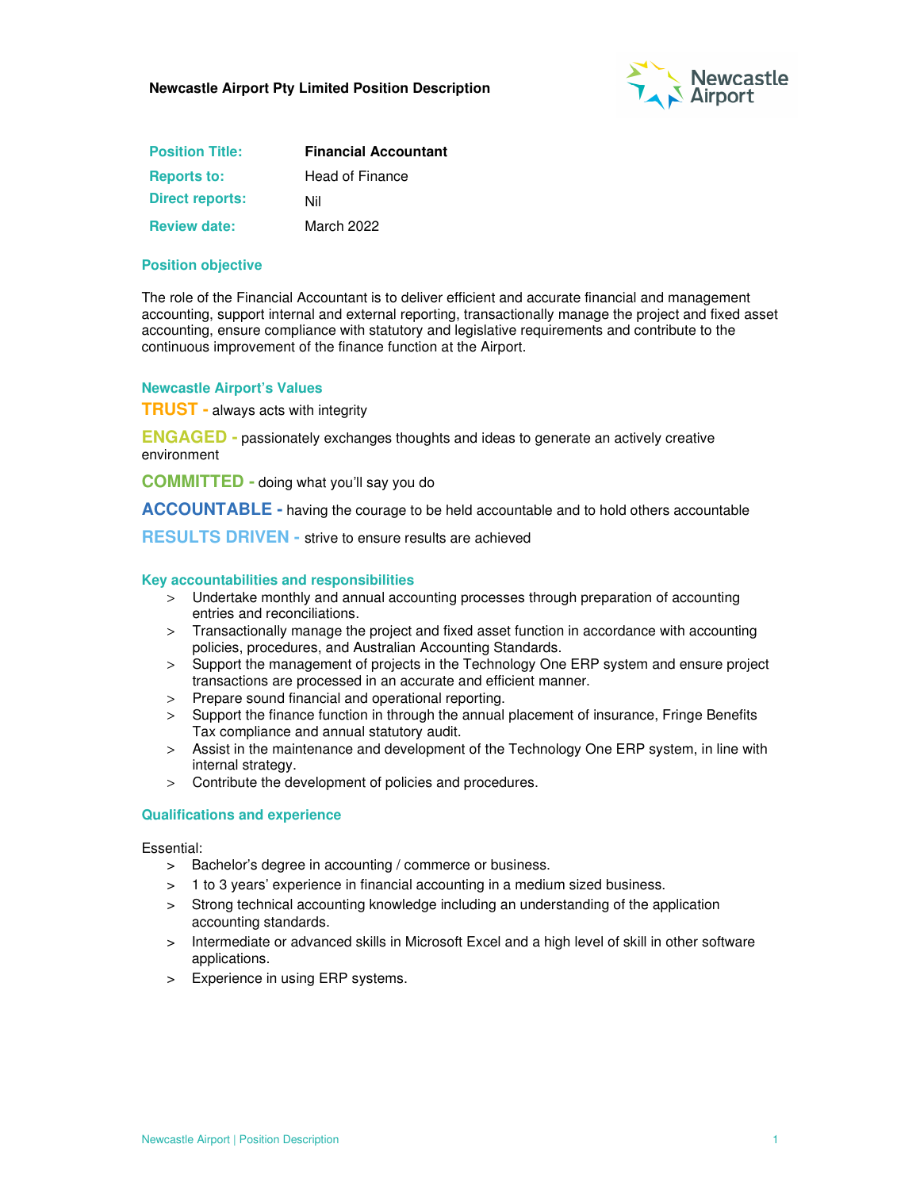**Newcastle Airport Pty Limited Position Description**

| | |
|---|---|
| **Position Title:** | **Financial Accountant** |
| **Reports to:** | Head of Finance |
| **Direct reports:** | Nil |
| **Review date:** | March 2022 |

### Position objective

The role of the Financial Accountant is to deliver efficient and accurate financial and management accounting, support internal and external reporting, transactionally manage the project and fixed asset accounting, ensure compliance with statutory and legislative requirements and contribute to the continuous improvement of the finance function at the Airport.

### Newcastle Airport's Values

**TRUST -** always acts with integrity

**ENGAGED -** passionately exchanges thoughts and ideas to generate an actively creative environment

**COMMITTED -** doing what you'll say you do

**ACCOUNTABLE -** having the courage to be held accountable and to hold others accountable

**RESULTS DRIVEN -** strive to ensure results are achieved

### Key accountabilities and responsibilities

- Undertake monthly and annual accounting processes through preparation of accounting entries and reconciliations.
- Transactionally manage the project and fixed asset function in accordance with accounting policies, procedures, and Australian Accounting Standards.
- Support the management of projects in the Technology One ERP system and ensure project transactions are processed in an accurate and efficient manner.
- Prepare sound financial and operational reporting.
- Support the finance function in through the annual placement of insurance, Fringe Benefits Tax compliance and annual statutory audit.
- Assist in the maintenance and development of the Technology One ERP system, in line with internal strategy.
- Contribute the development of policies and procedures.

### Qualifications and experience

Essential:

- Bachelor's degree in accounting / commerce or business.
- 1 to 3 years' experience in financial accounting in a medium sized business.
- Strong technical accounting knowledge including an understanding of the application accounting standards.
- Intermediate or advanced skills in Microsoft Excel and a high level of skill in other software applications.
- Experience in using ERP systems.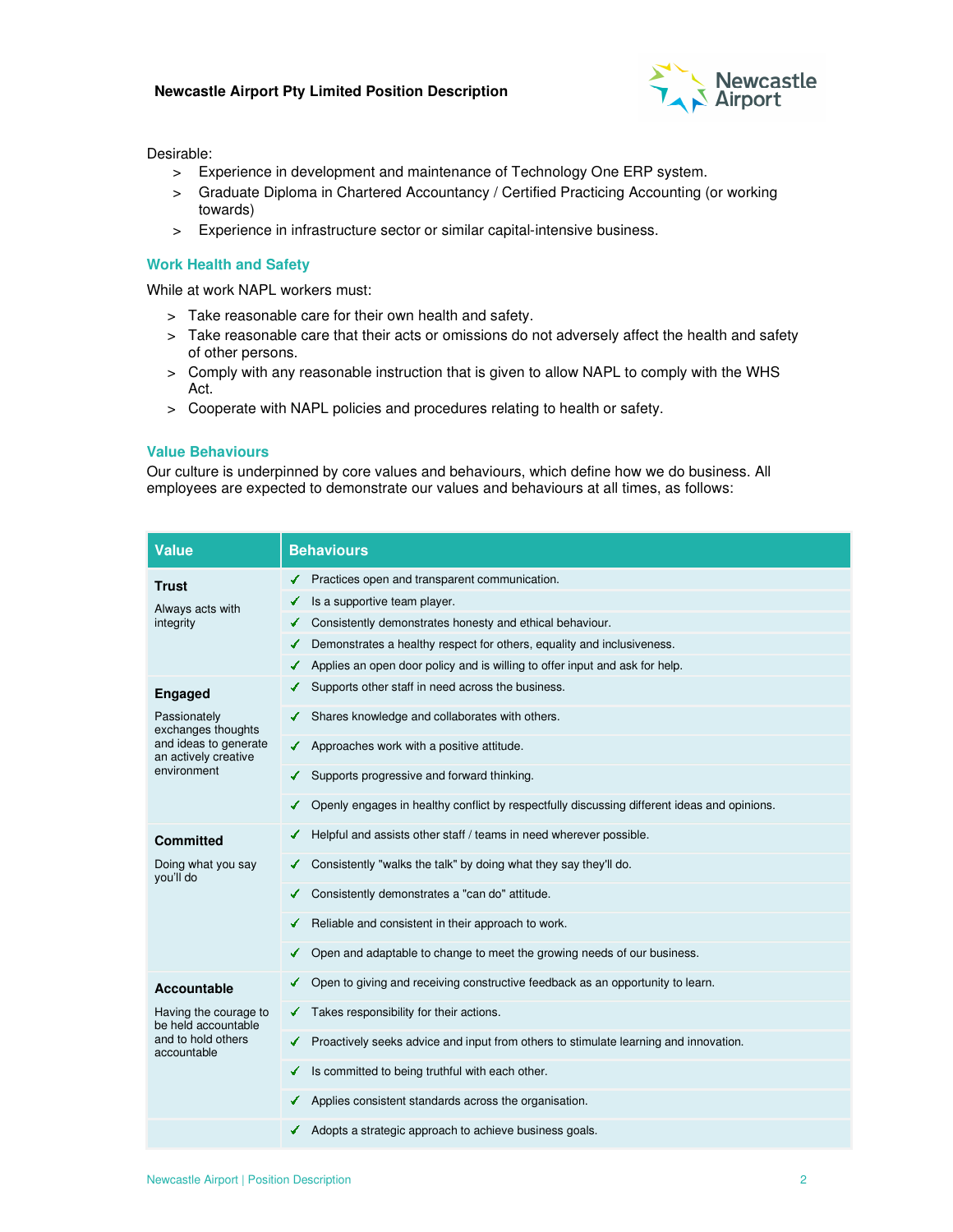Desirable:

> Experience in development and maintenance of Technology One ERP system.
> Graduate Diploma in Chartered Accountancy / Certified Practicing Accounting (or working towards)
> Experience in infrastructure sector or similar capital-intensive business.

### Work Health and Safety

While at work NAPL workers must:

> Take reasonable care for their own health and safety.
> Take reasonable care that their acts or omissions do not adversely affect the health and safety of other persons.
> Comply with any reasonable instruction that is given to allow NAPL to comply with the WHS Act.
> Cooperate with NAPL policies and procedures relating to health or safety.

### Value Behaviours

Our culture is underpinned by core values and behaviours, which define how we do business. All employees are expected to demonstrate our values and behaviours at all times, as follows:

| Value | Behaviours |
|---|---|
| **Trust**<br>Always acts with integrity | ✓ Practices open and transparent communication. |
| | ✓ Is a supportive team player. |
| | ✓ Consistently demonstrates honesty and ethical behaviour. |
| | ✓ Demonstrates a healthy respect for others, equality and inclusiveness. |
| | ✓ Applies an open door policy and is willing to offer input and ask for help. |
| **Engaged**<br>Passionately exchanges thoughts and ideas to generate an actively creative environment | ✓ Supports other staff in need across the business. |
| | ✓ Shares knowledge and collaborates with others. |
| | ✓ Approaches work with a positive attitude. |
| | ✓ Supports progressive and forward thinking. |
| | ✓ Openly engages in healthy conflict by respectfully discussing different ideas and opinions. |
| **Committed**<br>Doing what you say you'll do | ✓ Helpful and assists other staff / teams in need wherever possible. |
| | ✓ Consistently "walks the talk" by doing what they say they'll do. |
| | ✓ Consistently demonstrates a "can do" attitude. |
| | ✓ Reliable and consistent in their approach to work. |
| | ✓ Open and adaptable to change to meet the growing needs of our business. |
| **Accountable**<br>Having the courage to be held accountable and to hold others accountable | ✓ Open to giving and receiving constructive feedback as an opportunity to learn. |
| | ✓ Takes responsibility for their actions. |
| | ✓ Proactively seeks advice and input from others to stimulate learning and innovation. |
| | ✓ Is committed to being truthful with each other. |
| | ✓ Applies consistent standards across the organisation. |
| | ✓ Adopts a strategic approach to achieve business goals. |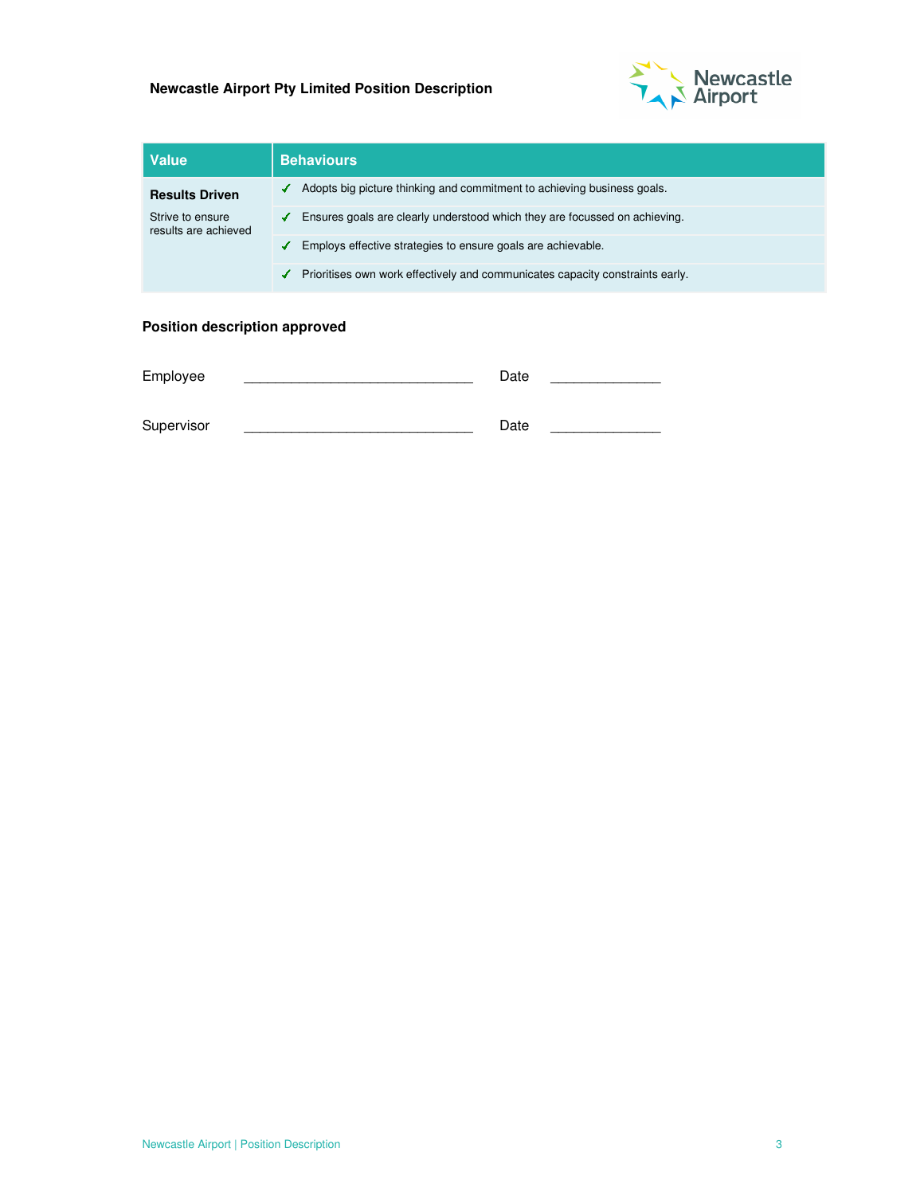| Value | Behaviours |
| --- | --- |
| **Results Driven**<br>Strive to ensure results are achieved | ✓ Adopts big picture thinking and commitment to achieving business goals. |
| | ✓ Ensures goals are clearly understood which they are focussed on achieving. |
| | ✓ Employs effective strategies to ensure goals are achievable. |
| | ✓ Prioritises own work effectively and communicates capacity constraints early. |

**Position description approved**

Employee ______________________________ Date ______________

Supervisor ______________________________ Date ______________